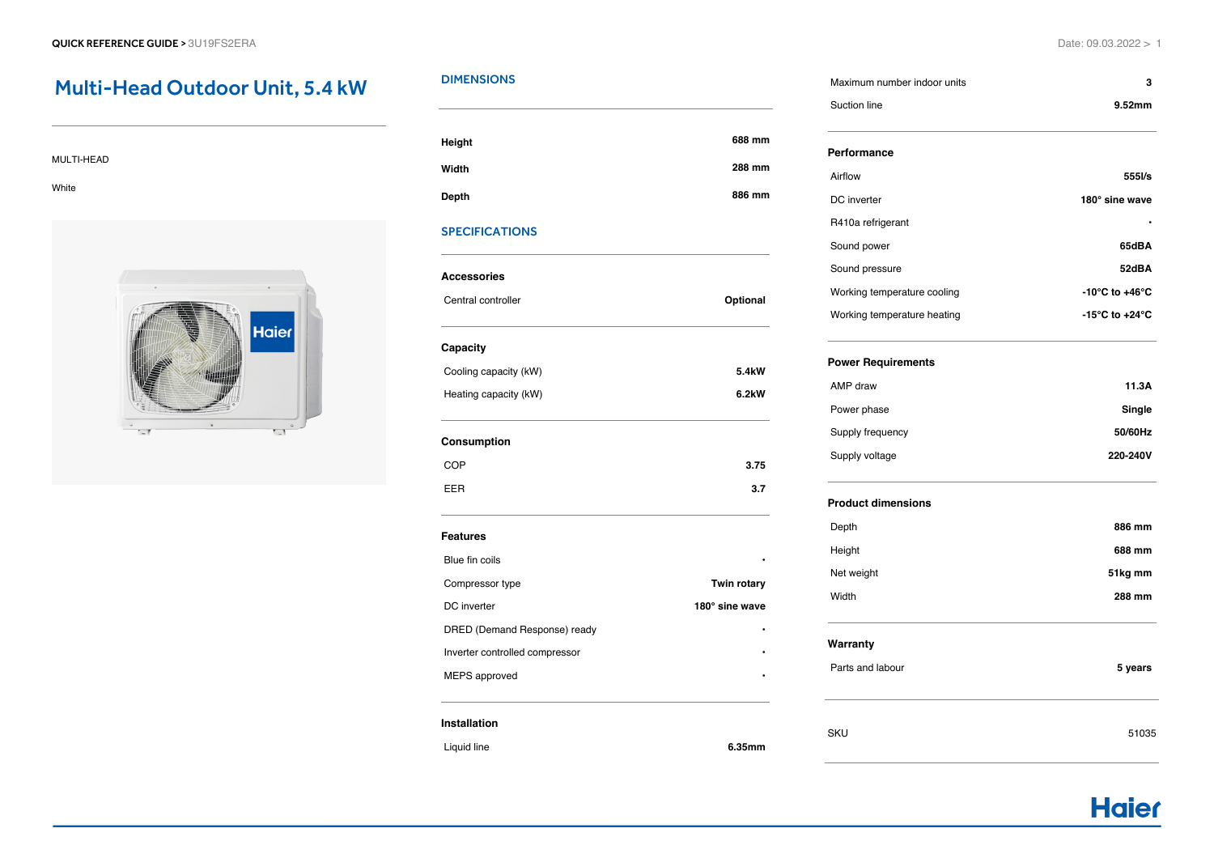QUICK REFERENCE GUIDE > 3U19FS2ERA

# Multi-Head Outdoor Unit, 5.4 kW

MULTI-HEAD

White

## DIMENSIONS

| | |
|---|---|
| **Height** | **688 mm** |
| **Width** | **288 mm** |
| **Depth** | **886 mm** |

## SPECIFICATIONS

### Accessories

| | |
|---|---|
| Central controller | **Optional** |

### Capacity

| | |
|---|---|
| Cooling capacity (kW) | **5.4kW** |
| Heating capacity (kW) | **6.2kW** |

### Consumption

| | |
|---|---|
| COP | **3.75** |
| EER | **3.7** |

### Features

| | |
|---|---|
| Blue fin coils | • |
| Compressor type | **Twin rotary** |
| DC inverter | **180° sine wave** |
| DRED (Demand Response) ready | • |
| Inverter controlled compressor | • |
| MEPS approved | • |

### Installation

| | |
|---|---|
| Liquid line | **6.35mm** |
| Maximum number indoor units | **3** |
| Suction line | **9.52mm** |

### Performance

| | |
|---|---|
| Airflow | **555l/s** |
| DC inverter | **180° sine wave** |
| R410a refrigerant | • |
| Sound power | **65dBA** |
| Sound pressure | **52dBA** |
| Working temperature cooling | **-10°C to +46°C** |
| Working temperature heating | **-15°C to +24°C** |

### Power Requirements

| | |
|---|---|
| AMP draw | **11.3A** |
| Power phase | **Single** |
| Supply frequency | **50/60Hz** |
| Supply voltage | **220-240V** |

### Product dimensions

| | |
|---|---|
| Depth | **886 mm** |
| Height | **688 mm** |
| Net weight | **51kg mm** |
| Width | **288 mm** |

### Warranty

| | |
|---|---|
| Parts and labour | **5 years** |

| | |
|---|---|
| SKU | 51035 |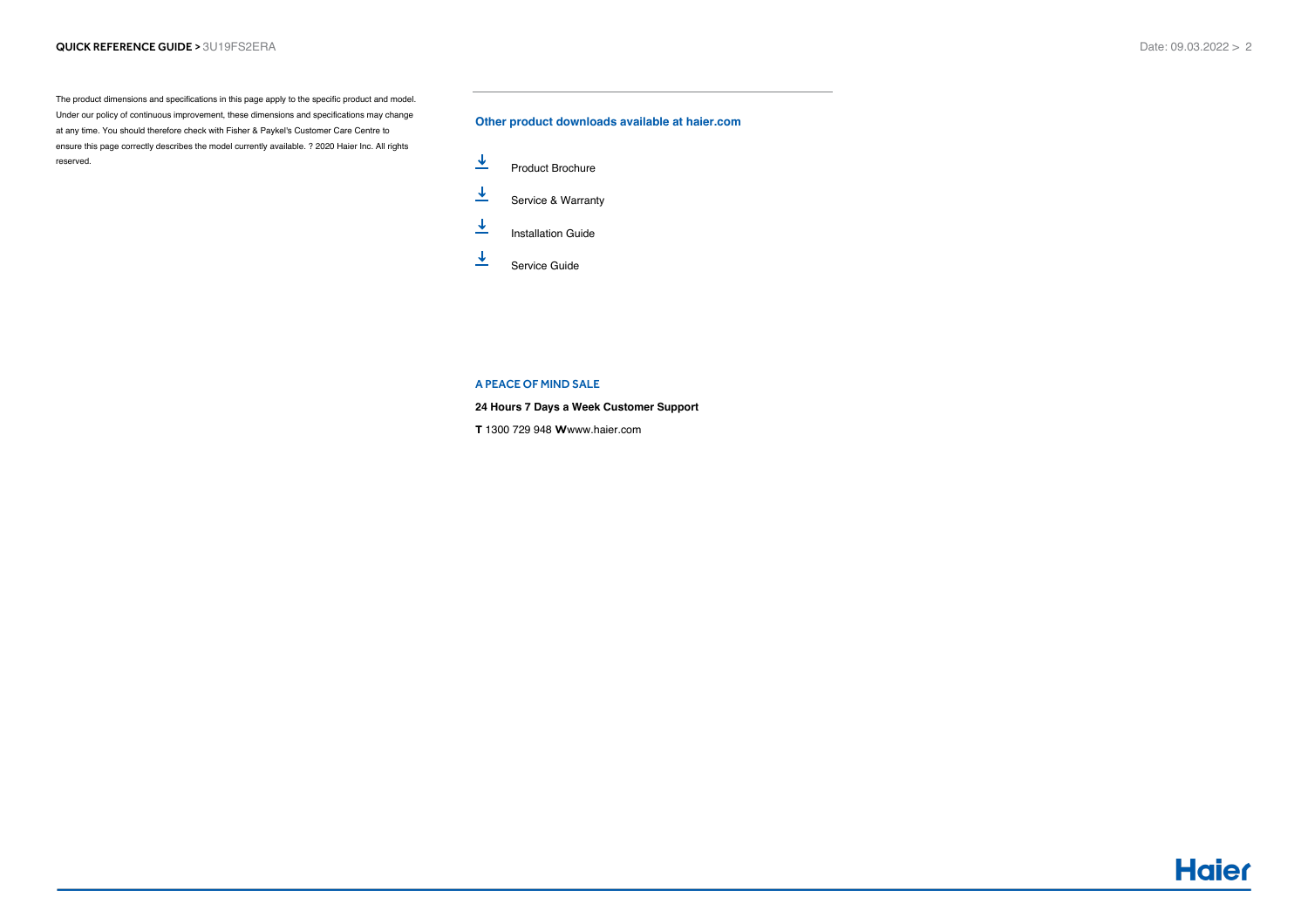The product dimensions and specifications in this page apply to the specific product and model. Under our policy of continuous improvement, these dimensions and specifications may change at any time. You should therefore check with Fisher & Paykel's Customer Care Centre to ensure this page correctly describes the model currently available. ? 2020 Haier Inc. All rights reserved.

## Other product downloads available at haier.com

- Product Brochure
- Service & Warranty
- Installation Guide
- Service Guide

### A PEACE OF MIND SALE

**24 Hours 7 Days a Week Customer Support**

**T** 1300 729 948 **W**www.haier.com